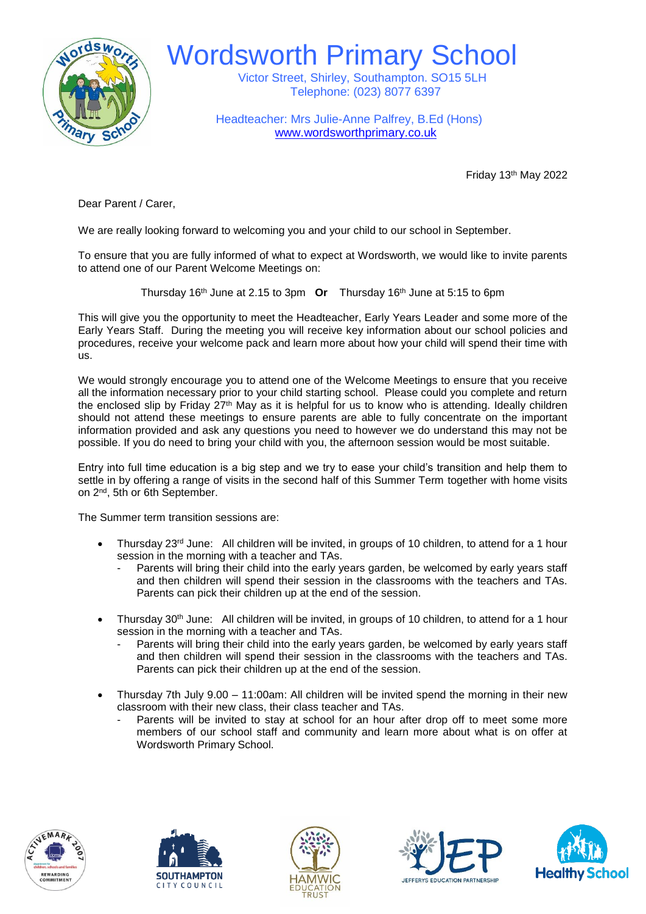# Wordsworth Primary School

Victor Street, Shirley, Southampton. SO15 5LH
Telephone: (023) 8077 6397

Headteacher: Mrs Julie-Anne Palfrey, B.Ed (Hons)
www.wordsworthprimary.co.uk

Friday 13th May 2022

Dear Parent / Carer,

We are really looking forward to welcoming you and your child to our school in September.

To ensure that you are fully informed of what to expect at Wordsworth, we would like to invite parents to attend one of our Parent Welcome Meetings on:

Thursday 16th June at 2.15 to 3pm **Or** Thursday 16th June at 5:15 to 6pm

This will give you the opportunity to meet the Headteacher, Early Years Leader and some more of the Early Years Staff. During the meeting you will receive key information about our school policies and procedures, receive your welcome pack and learn more about how your child will spend their time with us.

We would strongly encourage you to attend one of the Welcome Meetings to ensure that you receive all the information necessary prior to your child starting school. Please could you complete and return the enclosed slip by Friday 27th May as it is helpful for us to know who is attending. Ideally children should not attend these meetings to ensure parents are able to fully concentrate on the important information provided and ask any questions you need to however we do understand this may not be possible. If you do need to bring your child with you, the afternoon session would be most suitable.

Entry into full time education is a big step and we try to ease your child's transition and help them to settle in by offering a range of visits in the second half of this Summer Term together with home visits on 2nd, 5th or 6th September.

The Summer term transition sessions are:

- Thursday 23rd June: All children will be invited, in groups of 10 children, to attend for a 1 hour session in the morning with a teacher and TAs.
  - Parents will bring their child into the early years garden, be welcomed by early years staff and then children will spend their session in the classrooms with the teachers and TAs. Parents can pick their children up at the end of the session.
- Thursday 30th June: All children will be invited, in groups of 10 children, to attend for a 1 hour session in the morning with a teacher and TAs.
  - Parents will bring their child into the early years garden, be welcomed by early years staff and then children will spend their session in the classrooms with the teachers and TAs. Parents can pick their children up at the end of the session.
- Thursday 7th July 9.00 – 11:00am: All children will be invited spend the morning in their new classroom with their new class, their class teacher and TAs.
  - Parents will be invited to stay at school for an hour after drop off to meet some more members of our school staff and community and learn more about what is on offer at Wordsworth Primary School.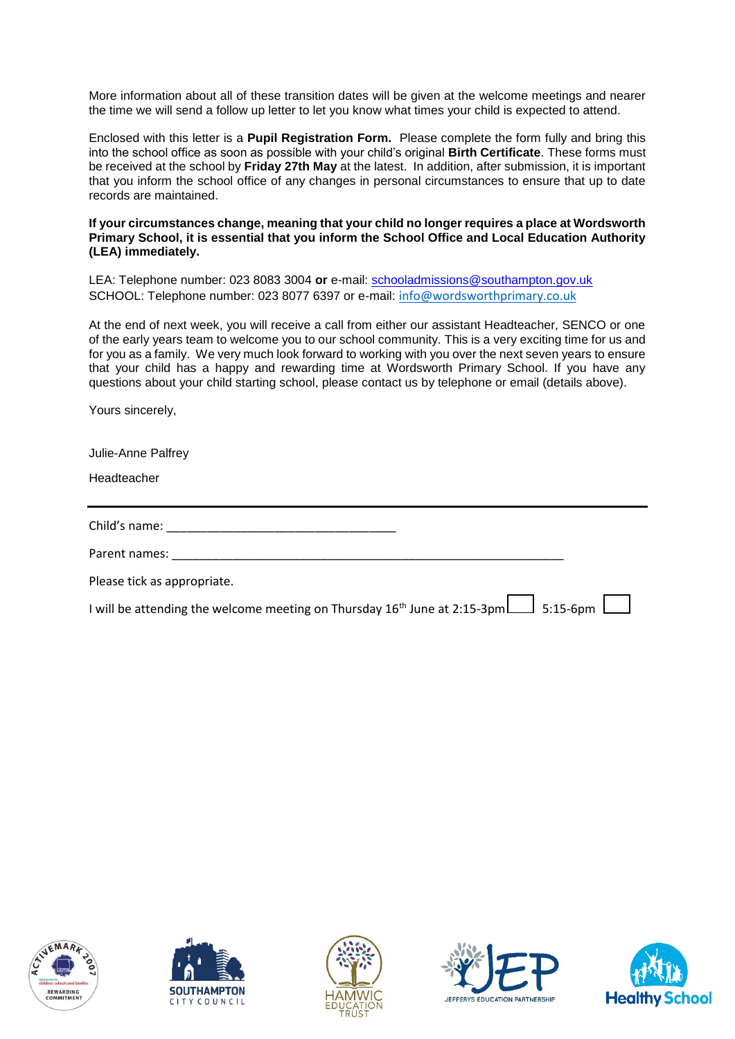More information about all of these transition dates will be given at the welcome meetings and nearer the time we will send a follow up letter to let you know what times your child is expected to attend.

Enclosed with this letter is a **Pupil Registration Form.** Please complete the form fully and bring this into the school office as soon as possible with your child's original **Birth Certificate**. These forms must be received at the school by **Friday 27th May** at the latest. In addition, after submission, it is important that you inform the school office of any changes in personal circumstances to ensure that up to date records are maintained.

**If your circumstances change, meaning that your child no longer requires a place at Wordsworth Primary School, it is essential that you inform the School Office and Local Education Authority (LEA) immediately.**

LEA: Telephone number: 023 8083 3004 **or** e-mail: schooladmissions@southampton.gov.uk
SCHOOL: Telephone number: 023 8077 6397 or e-mail: info@wordsworthprimary.co.uk

At the end of next week, you will receive a call from either our assistant Headteacher, SENCO or one of the early years team to welcome you to our school community. This is a very exciting time for us and for you as a family. We very much look forward to working with you over the next seven years to ensure that your child has a happy and rewarding time at Wordsworth Primary School. If you have any questions about your child starting school, please contact us by telephone or email (details above).

Yours sincerely,

Julie-Anne Palfrey

Headteacher

---

Child's name: ___________________________________

Parent names: ___________________________________________________________

Please tick as appropriate.

I will be attending the welcome meeting on Thursday 16th June at 2:15-3pm ☐ 5:15-6pm ☐